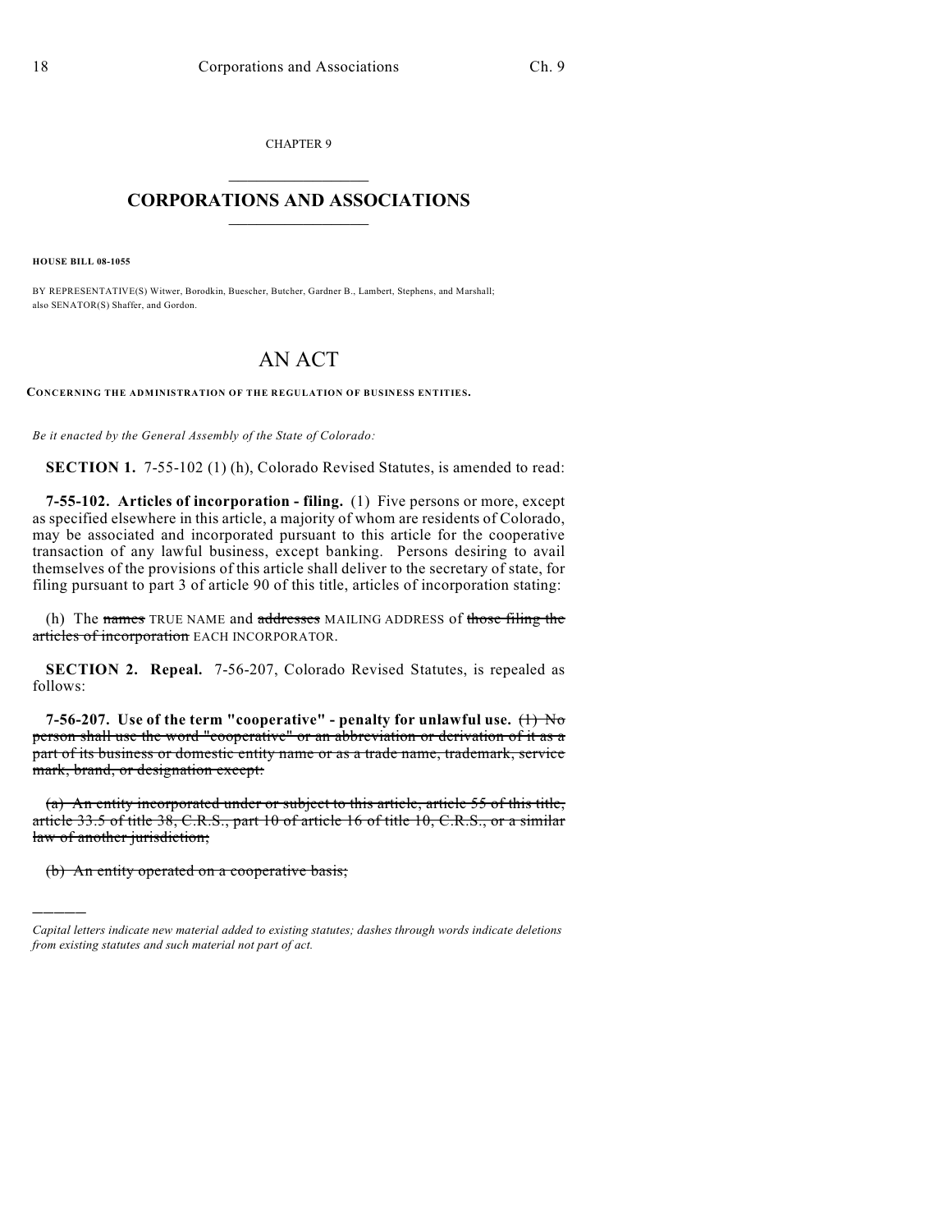CHAPTER 9

## CORPORATIONS AND ASSOCIATIONS

**HOUSE BILL 08-1055**

BY REPRESENTATIVE(S) Witwer, Borodkin, Buescher, Butcher, Gardner B., Lambert, Stephens, and Marshall; also SENATOR(S) Shaffer, and Gordon.

# AN ACT

**CONCERNING THE ADMINISTRATION OF THE REGULATION OF BUSINESS ENTITIES.**

*Be it enacted by the General Assembly of the State of Colorado:*

**SECTION 1.** 7-55-102 (1) (h), Colorado Revised Statutes, is amended to read:

**7-55-102. Articles of incorporation - filing.** (1) Five persons or more, except as specified elsewhere in this article, a majority of whom are residents of Colorado, may be associated and incorporated pursuant to this article for the cooperative transaction of any lawful business, except banking. Persons desiring to avail themselves of the provisions of this article shall deliver to the secretary of state, for filing pursuant to part 3 of article 90 of this title, articles of incorporation stating:

(h) The ~~names~~ TRUE NAME and ~~addresses~~ MAILING ADDRESS of ~~those filing the articles of incorporation~~ EACH INCORPORATOR.

**SECTION 2. Repeal.** 7-56-207, Colorado Revised Statutes, is repealed as follows:

**7-56-207. Use of the term "cooperative" - penalty for unlawful use.** ~~(1) No person shall use the word "cooperative" or an abbreviation or derivation of it as a part of its business or domestic entity name or as a trade name, trademark, service mark, brand, or designation except:~~

~~(a) An entity incorporated under or subject to this article, article 55 of this title, article 33.5 of title 38, C.R.S., part 10 of article 16 of title 10, C.R.S., or a similar law of another jurisdiction;~~

~~(b) An entity operated on a cooperative basis;~~

---

*Capital letters indicate new material added to existing statutes; dashes through words indicate deletions from existing statutes and such material not part of act.*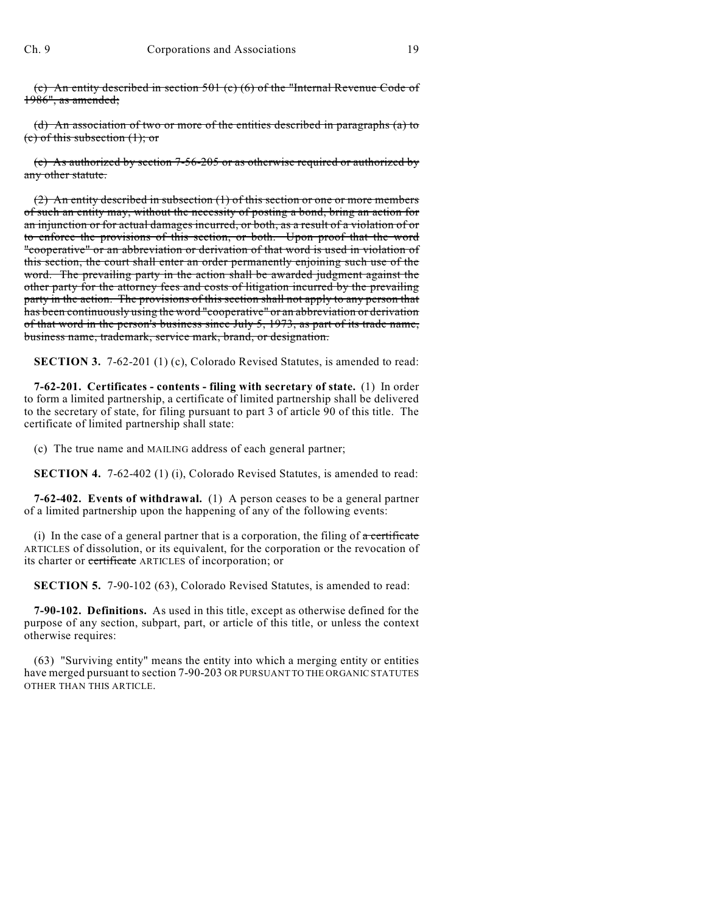~~(c) An entity described in section 501 (c) (6) of the "Internal Revenue Code of 1986", as amended;~~

~~(d) An association of two or more of the entities described in paragraphs (a) to (c) of this subsection (1); or~~

~~(e) As authorized by section 7-56-205 or as otherwise required or authorized by any other statute.~~

~~(2) An entity described in subsection (1) of this section or one or more members of such an entity may, without the necessity of posting a bond, bring an action for an injunction or for actual damages incurred, or both, as a result of a violation of or to enforce the provisions of this section, or both. Upon proof that the word "cooperative" or an abbreviation or derivation of that word is used in violation of this section, the court shall enter an order permanently enjoining such use of the word. The prevailing party in the action shall be awarded judgment against the other party for the attorney fees and costs of litigation incurred by the prevailing party in the action. The provisions of this section shall not apply to any person that has been continuously using the word "cooperative" or an abbreviation or derivation of that word in the person's business since July 5, 1973, as part of its trade name, business name, trademark, service mark, brand, or designation.~~

**SECTION 3.** 7-62-201 (1) (c), Colorado Revised Statutes, is amended to read:

**7-62-201. Certificates - contents - filing with secretary of state.** (1) In order to form a limited partnership, a certificate of limited partnership shall be delivered to the secretary of state, for filing pursuant to part 3 of article 90 of this title. The certificate of limited partnership shall state:

(c) The true name and MAILING address of each general partner;

**SECTION 4.** 7-62-402 (1) (i), Colorado Revised Statutes, is amended to read:

**7-62-402. Events of withdrawal.** (1) A person ceases to be a general partner of a limited partnership upon the happening of any of the following events:

(i) In the case of a general partner that is a corporation, the filing of ~~a certificate~~ ARTICLES of dissolution, or its equivalent, for the corporation or the revocation of its charter or ~~certificate~~ ARTICLES of incorporation; or

**SECTION 5.** 7-90-102 (63), Colorado Revised Statutes, is amended to read:

**7-90-102. Definitions.** As used in this title, except as otherwise defined for the purpose of any section, subpart, part, or article of this title, or unless the context otherwise requires:

(63) "Surviving entity" means the entity into which a merging entity or entities have merged pursuant to section 7-90-203 OR PURSUANT TO THE ORGANIC STATUTES OTHER THAN THIS ARTICLE.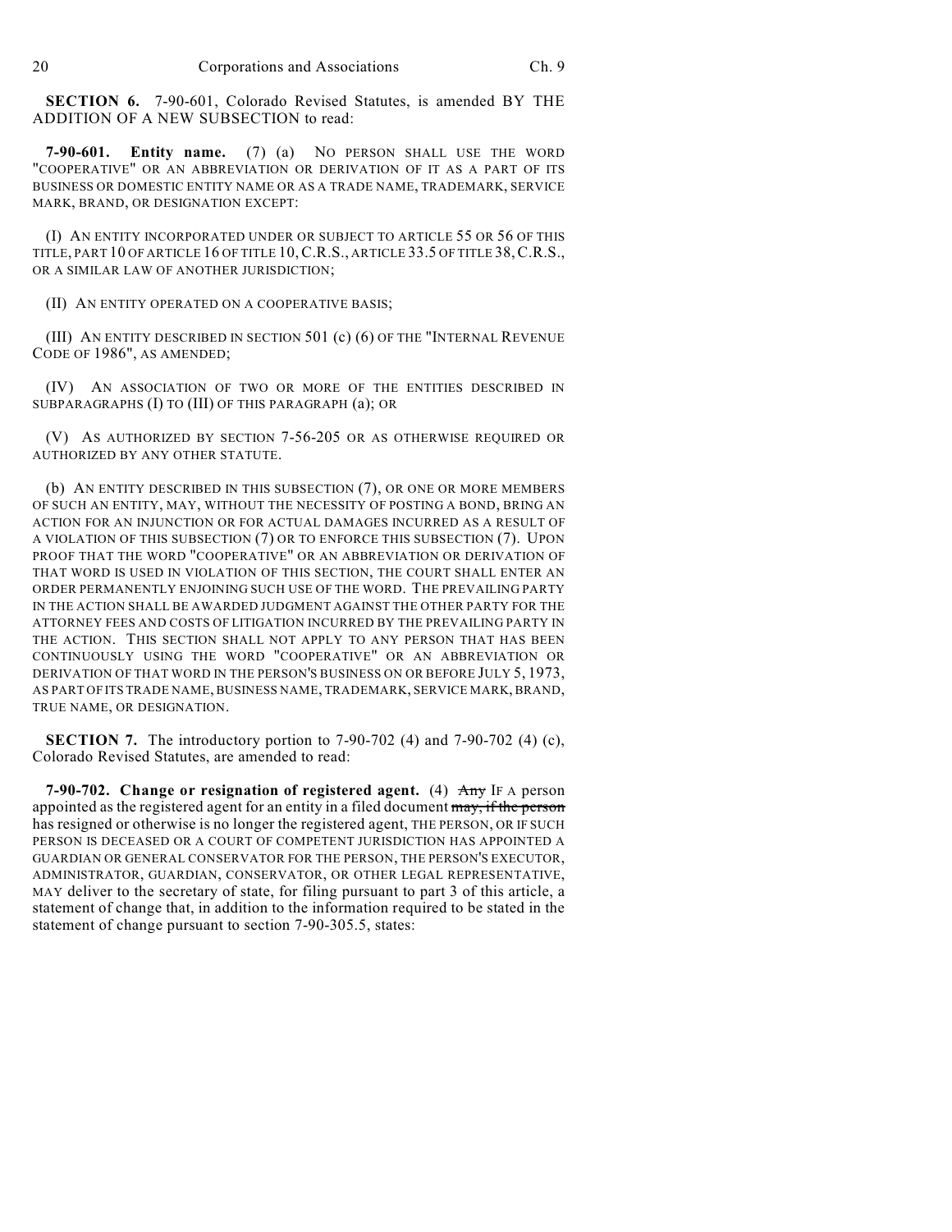**SECTION 6.** 7-90-601, Colorado Revised Statutes, is amended BY THE ADDITION OF A NEW SUBSECTION to read:

**7-90-601. Entity name.** (7) (a) NO PERSON SHALL USE THE WORD "COOPERATIVE" OR AN ABBREVIATION OR DERIVATION OF IT AS A PART OF ITS BUSINESS OR DOMESTIC ENTITY NAME OR AS A TRADE NAME, TRADEMARK, SERVICE MARK, BRAND, OR DESIGNATION EXCEPT:

(I) AN ENTITY INCORPORATED UNDER OR SUBJECT TO ARTICLE 55 OR 56 OF THIS TITLE, PART 10 OF ARTICLE 16 OF TITLE 10, C.R.S., ARTICLE 33.5 OF TITLE 38, C.R.S., OR A SIMILAR LAW OF ANOTHER JURISDICTION;

(II) AN ENTITY OPERATED ON A COOPERATIVE BASIS;

(III) AN ENTITY DESCRIBED IN SECTION 501 (c) (6) OF THE "INTERNAL REVENUE CODE OF 1986", AS AMENDED;

(IV) AN ASSOCIATION OF TWO OR MORE OF THE ENTITIES DESCRIBED IN SUBPARAGRAPHS (I) TO (III) OF THIS PARAGRAPH (a); OR

(V) AS AUTHORIZED BY SECTION 7-56-205 OR AS OTHERWISE REQUIRED OR AUTHORIZED BY ANY OTHER STATUTE.

(b) AN ENTITY DESCRIBED IN THIS SUBSECTION (7), OR ONE OR MORE MEMBERS OF SUCH AN ENTITY, MAY, WITHOUT THE NECESSITY OF POSTING A BOND, BRING AN ACTION FOR AN INJUNCTION OR FOR ACTUAL DAMAGES INCURRED AS A RESULT OF A VIOLATION OF THIS SUBSECTION (7) OR TO ENFORCE THIS SUBSECTION (7). UPON PROOF THAT THE WORD "COOPERATIVE" OR AN ABBREVIATION OR DERIVATION OF THAT WORD IS USED IN VIOLATION OF THIS SECTION, THE COURT SHALL ENTER AN ORDER PERMANENTLY ENJOINING SUCH USE OF THE WORD. THE PREVAILING PARTY IN THE ACTION SHALL BE AWARDED JUDGMENT AGAINST THE OTHER PARTY FOR THE ATTORNEY FEES AND COSTS OF LITIGATION INCURRED BY THE PREVAILING PARTY IN THE ACTION. THIS SECTION SHALL NOT APPLY TO ANY PERSON THAT HAS BEEN CONTINUOUSLY USING THE WORD "COOPERATIVE" OR AN ABBREVIATION OR DERIVATION OF THAT WORD IN THE PERSON'S BUSINESS ON OR BEFORE JULY 5, 1973, AS PART OF ITS TRADE NAME, BUSINESS NAME, TRADEMARK, SERVICE MARK, BRAND, TRUE NAME, OR DESIGNATION.

**SECTION 7.** The introductory portion to 7-90-702 (4) and 7-90-702 (4) (c), Colorado Revised Statutes, are amended to read:

**7-90-702. Change or resignation of registered agent.** (4) ~~Any~~ IF A person appointed as the registered agent for an entity in a filed document ~~may, if the person~~ has resigned or otherwise is no longer the registered agent, THE PERSON, OR IF SUCH PERSON IS DECEASED OR A COURT OF COMPETENT JURISDICTION HAS APPOINTED A GUARDIAN OR GENERAL CONSERVATOR FOR THE PERSON, THE PERSON'S EXECUTOR, ADMINISTRATOR, GUARDIAN, CONSERVATOR, OR OTHER LEGAL REPRESENTATIVE, MAY deliver to the secretary of state, for filing pursuant to part 3 of this article, a statement of change that, in addition to the information required to be stated in the statement of change pursuant to section 7-90-305.5, states: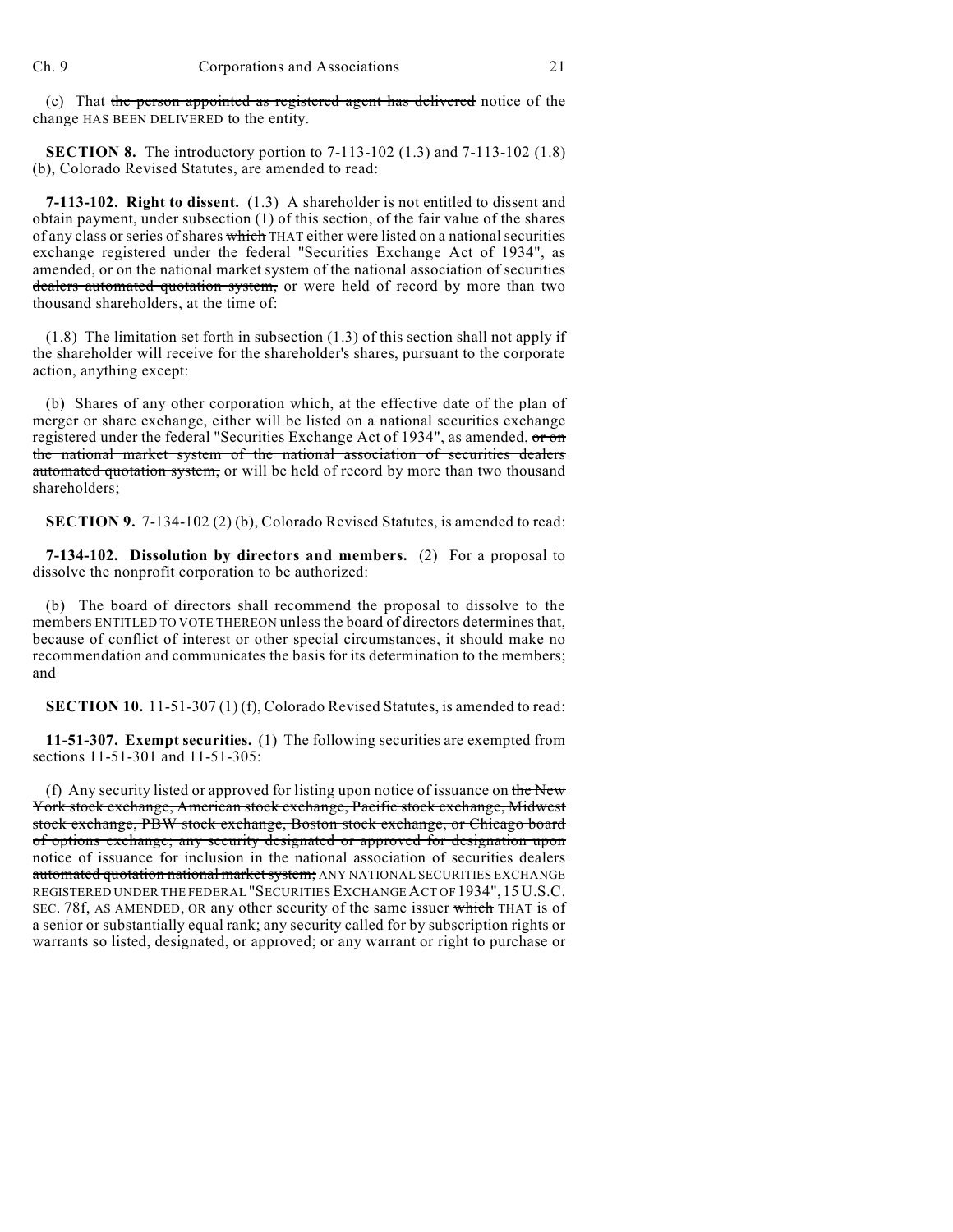(c) That ~~the person appointed as registered agent has delivered~~ notice of the change HAS BEEN DELIVERED to the entity.

**SECTION 8.** The introductory portion to 7-113-102 (1.3) and 7-113-102 (1.8) (b), Colorado Revised Statutes, are amended to read:

**7-113-102. Right to dissent.** (1.3) A shareholder is not entitled to dissent and obtain payment, under subsection (1) of this section, of the fair value of the shares of any class or series of shares ~~which~~ THAT either were listed on a national securities exchange registered under the federal "Securities Exchange Act of 1934", as amended, ~~or on the national market system of the national association of securities dealers automated quotation system,~~ or were held of record by more than two thousand shareholders, at the time of:

(1.8) The limitation set forth in subsection (1.3) of this section shall not apply if the shareholder will receive for the shareholder's shares, pursuant to the corporate action, anything except:

(b) Shares of any other corporation which, at the effective date of the plan of merger or share exchange, either will be listed on a national securities exchange registered under the federal "Securities Exchange Act of 1934", as amended, ~~or on the national market system of the national association of securities dealers automated quotation system,~~ or will be held of record by more than two thousand shareholders;

**SECTION 9.** 7-134-102 (2) (b), Colorado Revised Statutes, is amended to read:

**7-134-102. Dissolution by directors and members.** (2) For a proposal to dissolve the nonprofit corporation to be authorized:

(b) The board of directors shall recommend the proposal to dissolve to the members ENTITLED TO VOTE THEREON unless the board of directors determines that, because of conflict of interest or other special circumstances, it should make no recommendation and communicates the basis for its determination to the members; and

**SECTION 10.** 11-51-307 (1) (f), Colorado Revised Statutes, is amended to read:

**11-51-307. Exempt securities.** (1) The following securities are exempted from sections 11-51-301 and 11-51-305:

(f) Any security listed or approved for listing upon notice of issuance on ~~the New York stock exchange, American stock exchange, Pacific stock exchange, Midwest stock exchange, PBW stock exchange, Boston stock exchange, or Chicago board of options exchange; any security designated or approved for designation upon notice of issuance for inclusion in the national association of securities dealers automated quotation national market system;~~ ANY NATIONAL SECURITIES EXCHANGE REGISTERED UNDER THE FEDERAL "SECURITIES EXCHANGE ACT OF 1934", 15 U.S.C. SEC. 78f, AS AMENDED, OR any other security of the same issuer ~~which~~ THAT is of a senior or substantially equal rank; any security called for by subscription rights or warrants so listed, designated, or approved; or any warrant or right to purchase or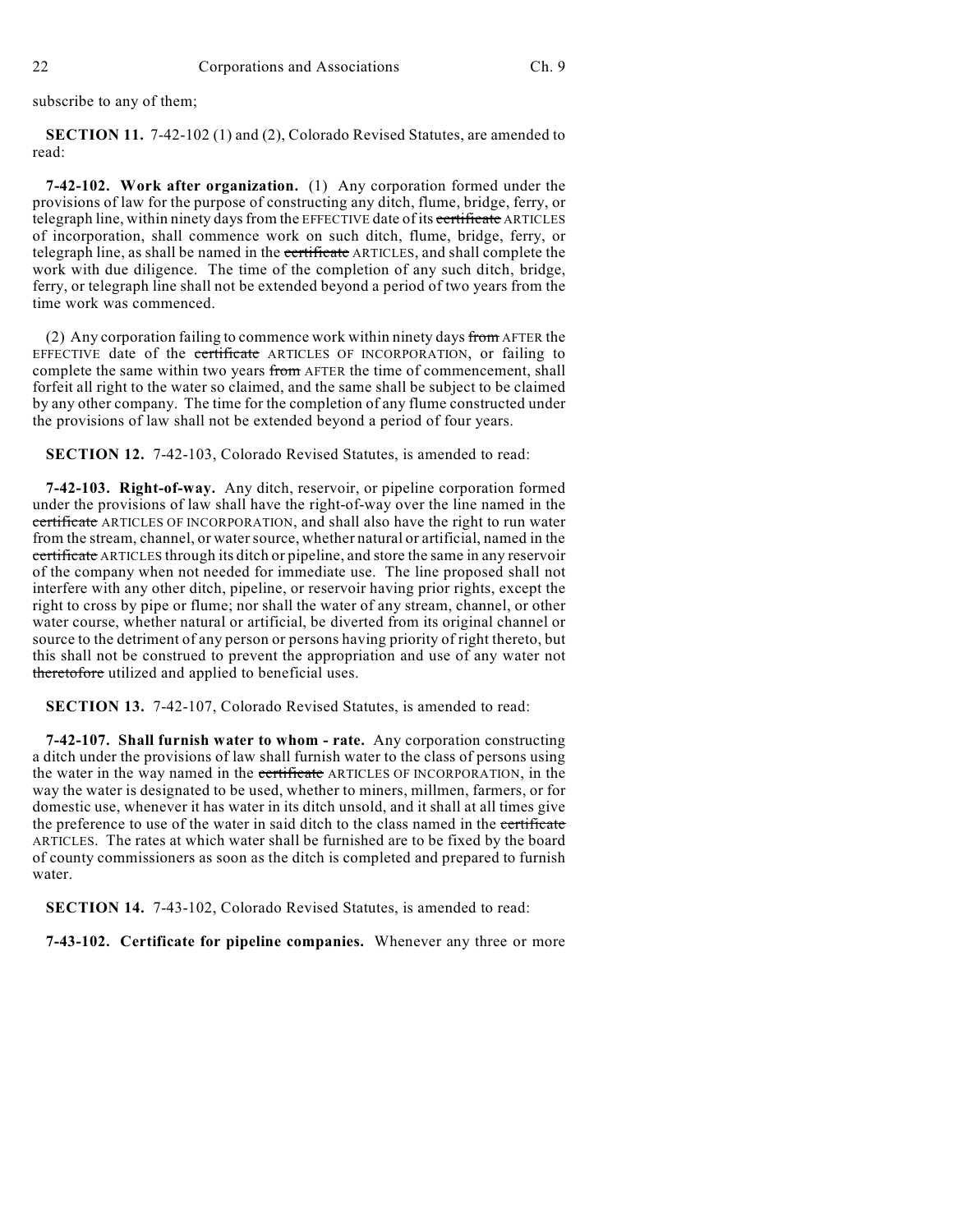subscribe to any of them;

**SECTION 11.** 7-42-102 (1) and (2), Colorado Revised Statutes, are amended to read:

**7-42-102. Work after organization.** (1) Any corporation formed under the provisions of law for the purpose of constructing any ditch, flume, bridge, ferry, or telegraph line, within ninety days from the EFFECTIVE date of its ~~certificate~~ ARTICLES of incorporation, shall commence work on such ditch, flume, bridge, ferry, or telegraph line, as shall be named in the ~~certificate~~ ARTICLES, and shall complete the work with due diligence. The time of the completion of any such ditch, bridge, ferry, or telegraph line shall not be extended beyond a period of two years from the time work was commenced.

(2) Any corporation failing to commence work within ninety days ~~from~~ AFTER the EFFECTIVE date of the ~~certificate~~ ARTICLES OF INCORPORATION, or failing to complete the same within two years ~~from~~ AFTER the time of commencement, shall forfeit all right to the water so claimed, and the same shall be subject to be claimed by any other company. The time for the completion of any flume constructed under the provisions of law shall not be extended beyond a period of four years.

**SECTION 12.** 7-42-103, Colorado Revised Statutes, is amended to read:

**7-42-103. Right-of-way.** Any ditch, reservoir, or pipeline corporation formed under the provisions of law shall have the right-of-way over the line named in the ~~certificate~~ ARTICLES OF INCORPORATION, and shall also have the right to run water from the stream, channel, or water source, whether natural or artificial, named in the ~~certificate~~ ARTICLES through its ditch or pipeline, and store the same in any reservoir of the company when not needed for immediate use. The line proposed shall not interfere with any other ditch, pipeline, or reservoir having prior rights, except the right to cross by pipe or flume; nor shall the water of any stream, channel, or other water course, whether natural or artificial, be diverted from its original channel or source to the detriment of any person or persons having priority of right thereto, but this shall not be construed to prevent the appropriation and use of any water not ~~theretofore~~ utilized and applied to beneficial uses.

**SECTION 13.** 7-42-107, Colorado Revised Statutes, is amended to read:

**7-42-107. Shall furnish water to whom - rate.** Any corporation constructing a ditch under the provisions of law shall furnish water to the class of persons using the water in the way named in the ~~certificate~~ ARTICLES OF INCORPORATION, in the way the water is designated to be used, whether to miners, millmen, farmers, or for domestic use, whenever it has water in its ditch unsold, and it shall at all times give the preference to use of the water in said ditch to the class named in the ~~certificate~~ ARTICLES. The rates at which water shall be furnished are to be fixed by the board of county commissioners as soon as the ditch is completed and prepared to furnish water.

**SECTION 14.** 7-43-102, Colorado Revised Statutes, is amended to read:

**7-43-102. Certificate for pipeline companies.** Whenever any three or more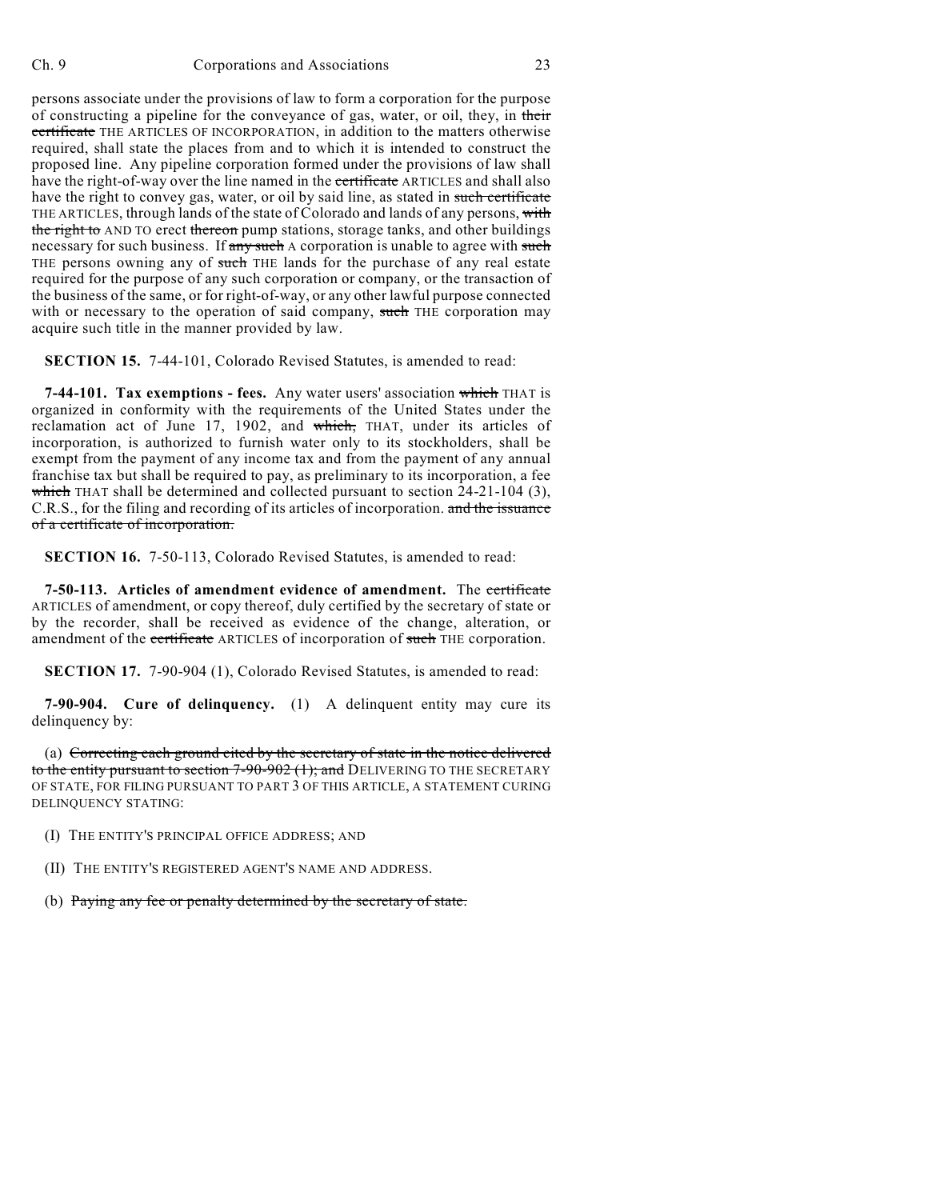persons associate under the provisions of law to form a corporation for the purpose of constructing a pipeline for the conveyance of gas, water, or oil, they, in ~~their certificate~~ THE ARTICLES OF INCORPORATION, in addition to the matters otherwise required, shall state the places from and to which it is intended to construct the proposed line. Any pipeline corporation formed under the provisions of law shall have the right-of-way over the line named in the ~~certificate~~ ARTICLES and shall also have the right to convey gas, water, or oil by said line, as stated in ~~such certificate~~ THE ARTICLES, through lands of the state of Colorado and lands of any persons, ~~with the right to~~ AND TO erect ~~thereon~~ pump stations, storage tanks, and other buildings necessary for such business. If ~~any such~~ A corporation is unable to agree with ~~such~~ THE persons owning any of ~~such~~ THE lands for the purchase of any real estate required for the purpose of any such corporation or company, or the transaction of the business of the same, or for right-of-way, or any other lawful purpose connected with or necessary to the operation of said company, ~~such~~ THE corporation may acquire such title in the manner provided by law.

**SECTION 15.** 7-44-101, Colorado Revised Statutes, is amended to read:

**7-44-101. Tax exemptions - fees.** Any water users' association ~~which~~ THAT is organized in conformity with the requirements of the United States under the reclamation act of June 17, 1902, and ~~which,~~ THAT, under its articles of incorporation, is authorized to furnish water only to its stockholders, shall be exempt from the payment of any income tax and from the payment of any annual franchise tax but shall be required to pay, as preliminary to its incorporation, a fee ~~which~~ THAT shall be determined and collected pursuant to section 24-21-104 (3), C.R.S., for the filing and recording of its articles of incorporation. ~~and the issuance of a certificate of incorporation.~~

**SECTION 16.** 7-50-113, Colorado Revised Statutes, is amended to read:

**7-50-113. Articles of amendment evidence of amendment.** The ~~certificate~~ ARTICLES of amendment, or copy thereof, duly certified by the secretary of state or by the recorder, shall be received as evidence of the change, alteration, or amendment of the ~~certificate~~ ARTICLES of incorporation of ~~such~~ THE corporation.

**SECTION 17.** 7-90-904 (1), Colorado Revised Statutes, is amended to read:

**7-90-904. Cure of delinquency.** (1) A delinquent entity may cure its delinquency by:

(a) ~~Correcting each ground cited by the secretary of state in the notice delivered to the entity pursuant to section 7-90-902 (1); and~~ DELIVERING TO THE SECRETARY OF STATE, FOR FILING PURSUANT TO PART 3 OF THIS ARTICLE, A STATEMENT CURING DELINQUENCY STATING:

(I) THE ENTITY'S PRINCIPAL OFFICE ADDRESS; AND

(II) THE ENTITY'S REGISTERED AGENT'S NAME AND ADDRESS.

(b) ~~Paying any fee or penalty determined by the secretary of state.~~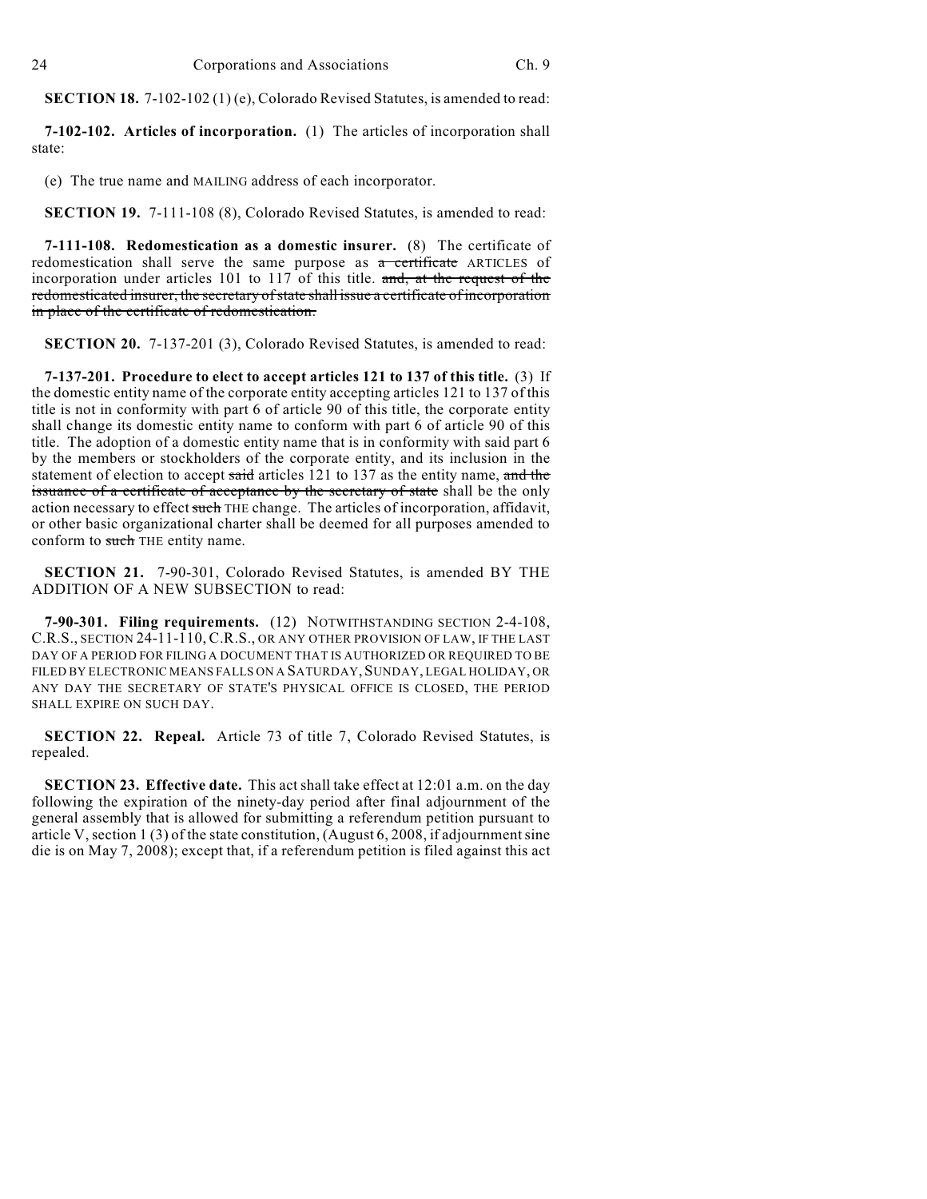**SECTION 18.** 7-102-102 (1) (e), Colorado Revised Statutes, is amended to read:

**7-102-102. Articles of incorporation.** (1) The articles of incorporation shall state:

(e) The true name and MAILING address of each incorporator.

**SECTION 19.** 7-111-108 (8), Colorado Revised Statutes, is amended to read:

**7-111-108. Redomestication as a domestic insurer.** (8) The certificate of redomestication shall serve the same purpose as ~~a certificate~~ ARTICLES of incorporation under articles 101 to 117 of this title. ~~and, at the request of the redomesticated insurer, the secretary of state shall issue a certificate of incorporation in place of the certificate of redomestication.~~

**SECTION 20.** 7-137-201 (3), Colorado Revised Statutes, is amended to read:

**7-137-201. Procedure to elect to accept articles 121 to 137 of this title.** (3) If the domestic entity name of the corporate entity accepting articles 121 to 137 of this title is not in conformity with part 6 of article 90 of this title, the corporate entity shall change its domestic entity name to conform with part 6 of article 90 of this title. The adoption of a domestic entity name that is in conformity with said part 6 by the members or stockholders of the corporate entity, and its inclusion in the statement of election to accept ~~said~~ articles 121 to 137 as the entity name, ~~and the issuance of a certificate of acceptance by the secretary of state~~ shall be the only action necessary to effect ~~such~~ THE change. The articles of incorporation, affidavit, or other basic organizational charter shall be deemed for all purposes amended to conform to ~~such~~ THE entity name.

**SECTION 21.** 7-90-301, Colorado Revised Statutes, is amended BY THE ADDITION OF A NEW SUBSECTION to read:

**7-90-301. Filing requirements.** (12) NOTWITHSTANDING SECTION 2-4-108, C.R.S., SECTION 24-11-110, C.R.S., OR ANY OTHER PROVISION OF LAW, IF THE LAST DAY OF A PERIOD FOR FILING A DOCUMENT THAT IS AUTHORIZED OR REQUIRED TO BE FILED BY ELECTRONIC MEANS FALLS ON A SATURDAY, SUNDAY, LEGAL HOLIDAY, OR ANY DAY THE SECRETARY OF STATE'S PHYSICAL OFFICE IS CLOSED, THE PERIOD SHALL EXPIRE ON SUCH DAY.

**SECTION 22. Repeal.** Article 73 of title 7, Colorado Revised Statutes, is repealed.

**SECTION 23. Effective date.** This act shall take effect at 12:01 a.m. on the day following the expiration of the ninety-day period after final adjournment of the general assembly that is allowed for submitting a referendum petition pursuant to article V, section 1 (3) of the state constitution, (August 6, 2008, if adjournment sine die is on May 7, 2008); except that, if a referendum petition is filed against this act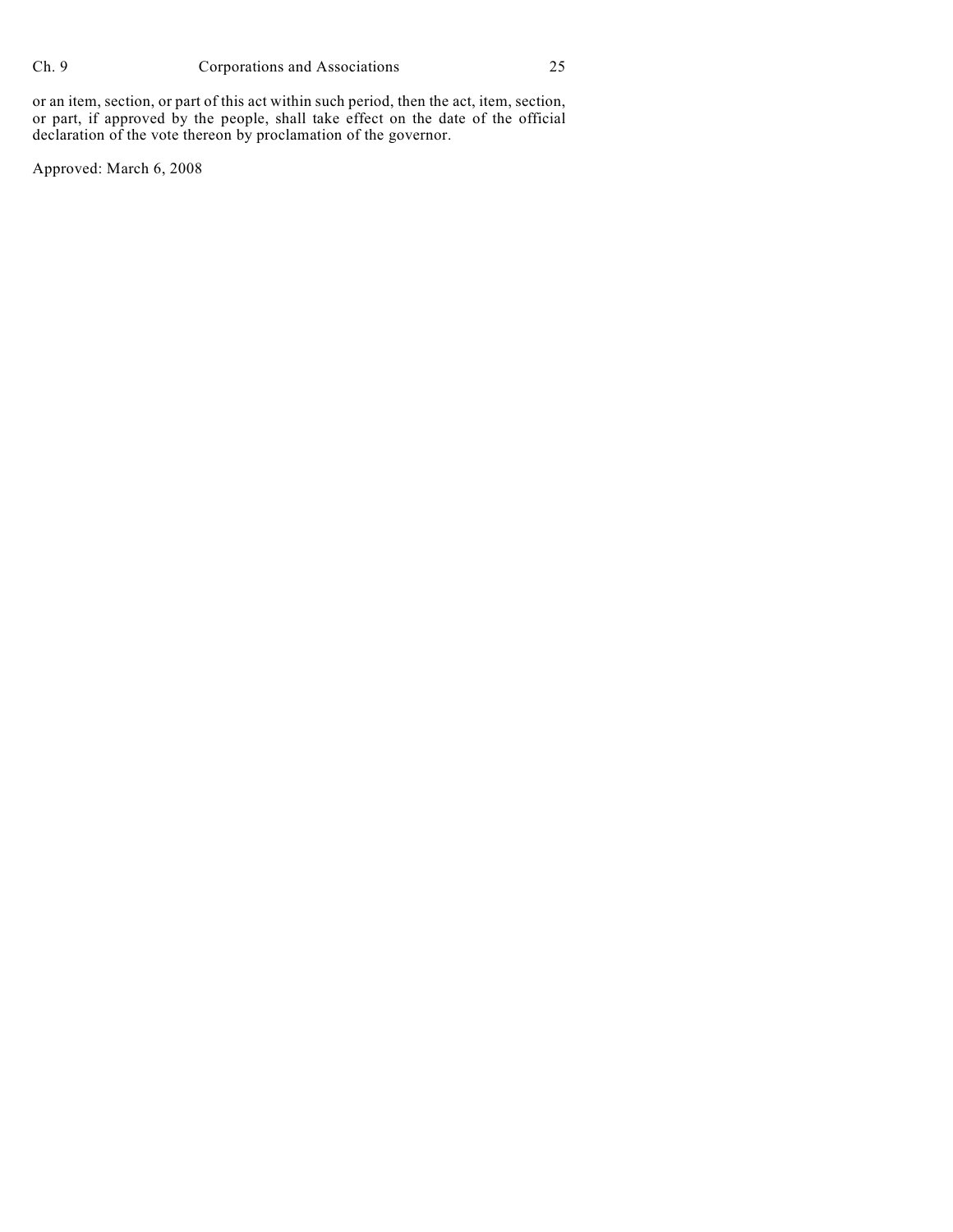or an item, section, or part of this act within such period, then the act, item, section, or part, if approved by the people, shall take effect on the date of the official declaration of the vote thereon by proclamation of the governor.

Approved: March 6, 2008